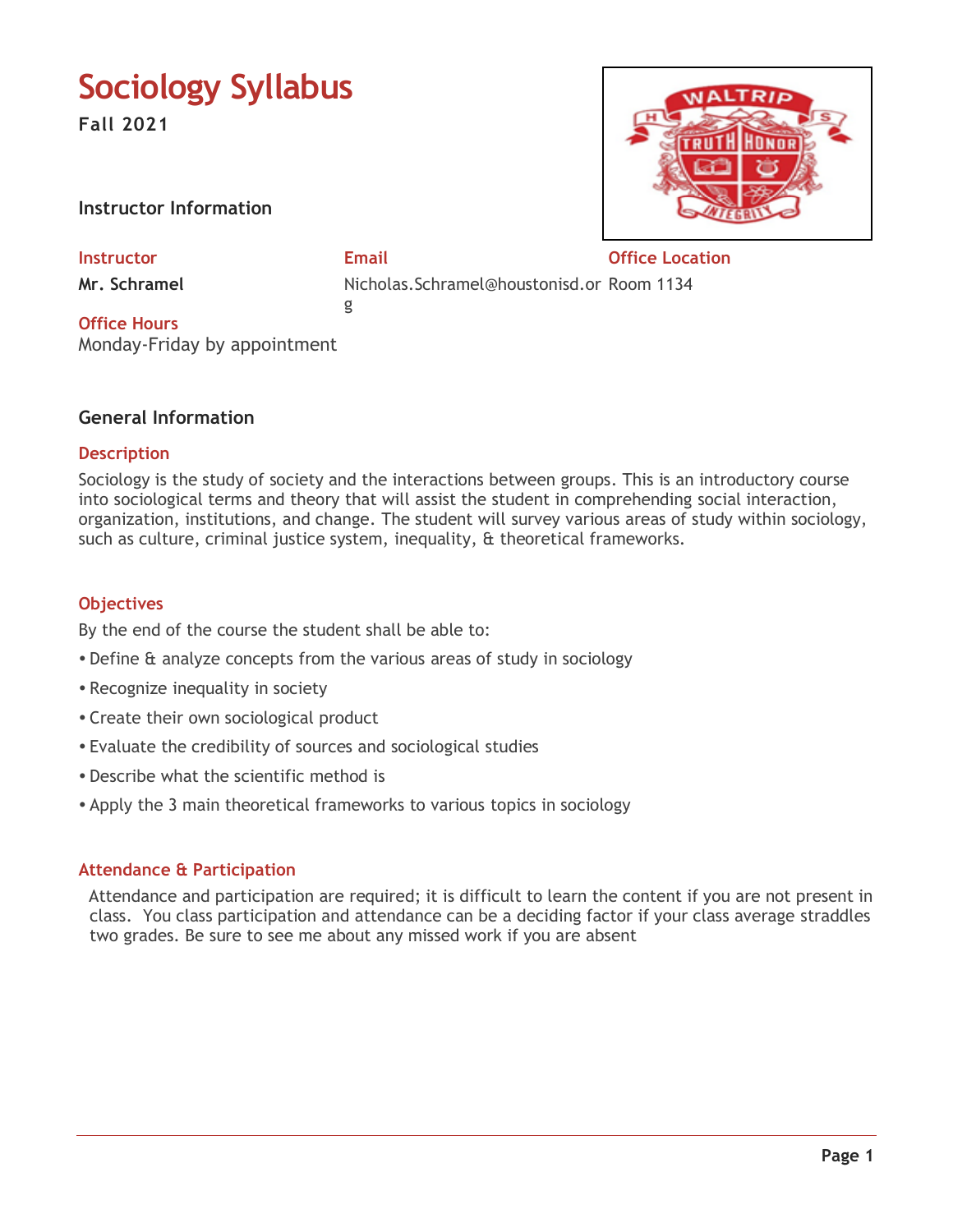# Sociology Syllabus

**Fall 2021**

## Instructor Information

| Instructor | Email | Office Location |
|---|---|---|
| **Mr. Schramel** | Nicholas.Schramel@houstonisd.org | Room 1134 |

**Office Hours**

Monday-Friday by appointment

## General Information

### Description

Sociology is the study of society and the interactions between groups. This is an introductory course into sociological terms and theory that will assist the student in comprehending social interaction, organization, institutions, and change. The student will survey various areas of study within sociology, such as culture, criminal justice system, inequality, & theoretical frameworks.

### Objectives

By the end of the course the student shall be able to:

- Define & analyze concepts from the various areas of study in sociology
- Recognize inequality in society
- Create their own sociological product
- Evaluate the credibility of sources and sociological studies
- Describe what the scientific method is
- Apply the 3 main theoretical frameworks to various topics in sociology

### Attendance & Participation

Attendance and participation are required; it is difficult to learn the content if you are not present in class. You class participation and attendance can be a deciding factor if your class average straddles two grades. Be sure to see me about any missed work if you are absent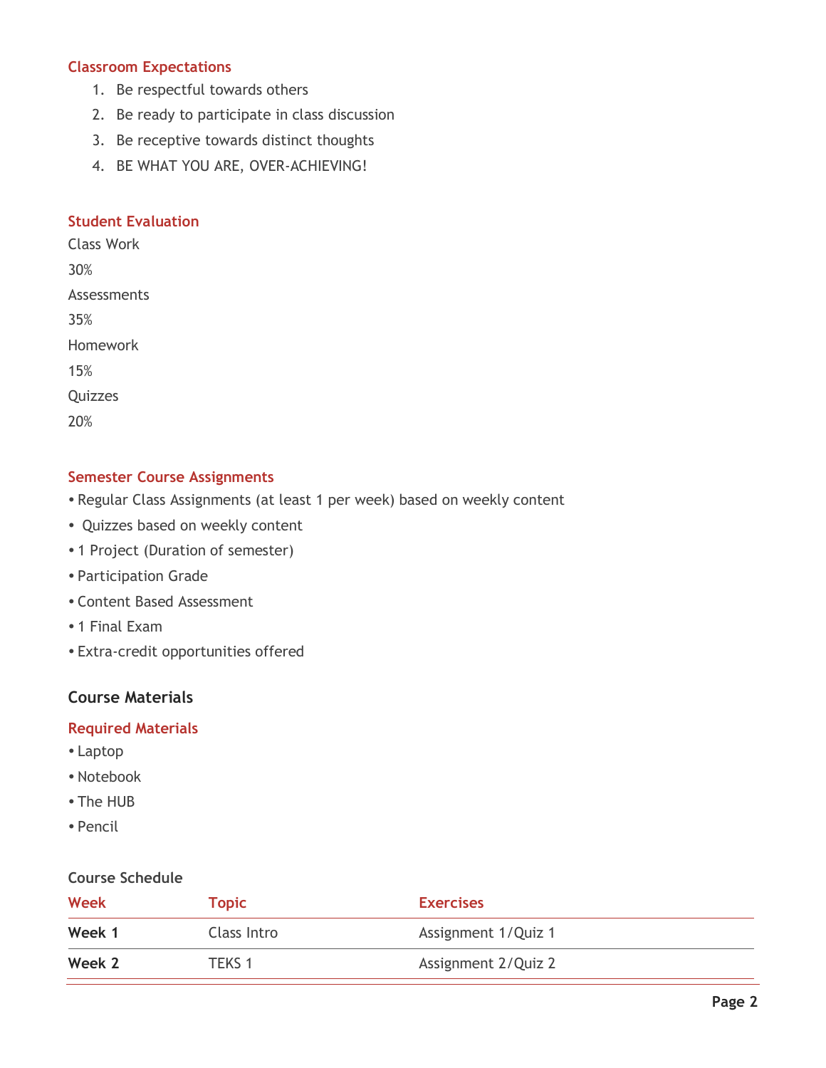### Classroom Expectations

1. Be respectful towards others
2. Be ready to participate in class discussion
3. Be receptive towards distinct thoughts
4. BE WHAT YOU ARE, OVER-ACHIEVING!

### Student Evaluation

Class Work

30%

Assessments

35%

Homework

15%

Quizzes

20%

### Semester Course Assignments

- Regular Class Assignments (at least 1 per week) based on weekly content
- Quizzes based on weekly content
- 1 Project (Duration of semester)
- Participation Grade
- Content Based Assessment
- 1 Final Exam
- Extra-credit opportunities offered

## Course Materials

### Required Materials

- Laptop
- Notebook
- The HUB
- Pencil

### Course Schedule

| Week | Topic | Exercises |
|---|---|---|
| **Week 1** | Class Intro | Assignment 1/Quiz 1 |
| **Week 2** | TEKS 1 | Assignment 2/Quiz 2 |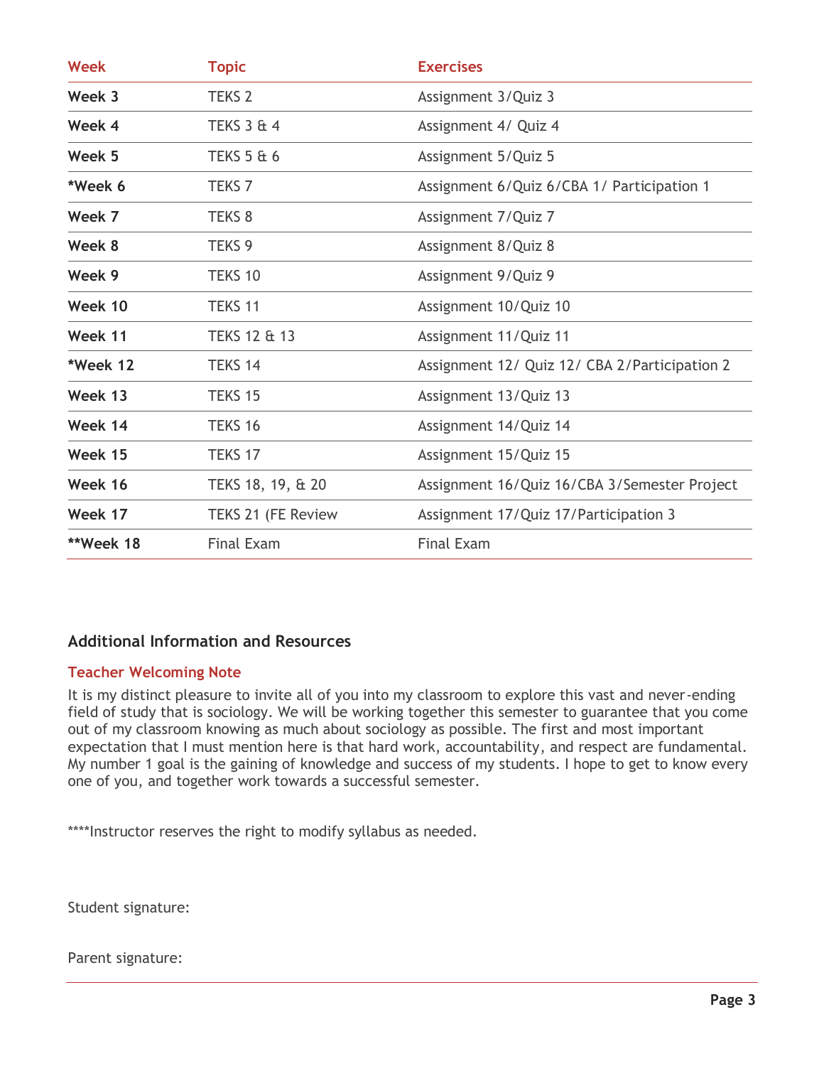| Week | Topic | Exercises |
|---|---|---|
| **Week 3** | TEKS 2 | Assignment 3/Quiz 3 |
| **Week 4** | TEKS 3 & 4 | Assignment 4/ Quiz 4 |
| **Week 5** | TEKS 5 & 6 | Assignment 5/Quiz 5 |
| ***Week 6** | TEKS 7 | Assignment 6/Quiz 6/CBA 1/ Participation 1 |
| **Week 7** | TEKS 8 | Assignment 7/Quiz 7 |
| **Week 8** | TEKS 9 | Assignment 8/Quiz 8 |
| **Week 9** | TEKS 10 | Assignment 9/Quiz 9 |
| **Week 10** | TEKS 11 | Assignment 10/Quiz 10 |
| **Week 11** | TEKS 12 & 13 | Assignment 11/Quiz 11 |
| ***Week 12** | TEKS 14 | Assignment 12/ Quiz 12/ CBA 2/Participation 2 |
| **Week 13** | TEKS 15 | Assignment 13/Quiz 13 |
| **Week 14** | TEKS 16 | Assignment 14/Quiz 14 |
| **Week 15** | TEKS 17 | Assignment 15/Quiz 15 |
| **Week 16** | TEKS 18, 19, & 20 | Assignment 16/Quiz 16/CBA 3/Semester Project |
| **Week 17** | TEKS 21 (FE Review | Assignment 17/Quiz 17/Participation 3 |
| ****Week 18** | Final Exam | Final Exam |

## Additional Information and Resources

### Teacher Welcoming Note

It is my distinct pleasure to invite all of you into my classroom to explore this vast and never-ending field of study that is sociology. We will be working together this semester to guarantee that you come out of my classroom knowing as much about sociology as possible. The first and most important expectation that I must mention here is that hard work, accountability, and respect are fundamental. My number 1 goal is the gaining of knowledge and success of my students. I hope to get to know every one of you, and together work towards a successful semester.

****Instructor reserves the right to modify syllabus as needed.

Student signature:

Parent signature: